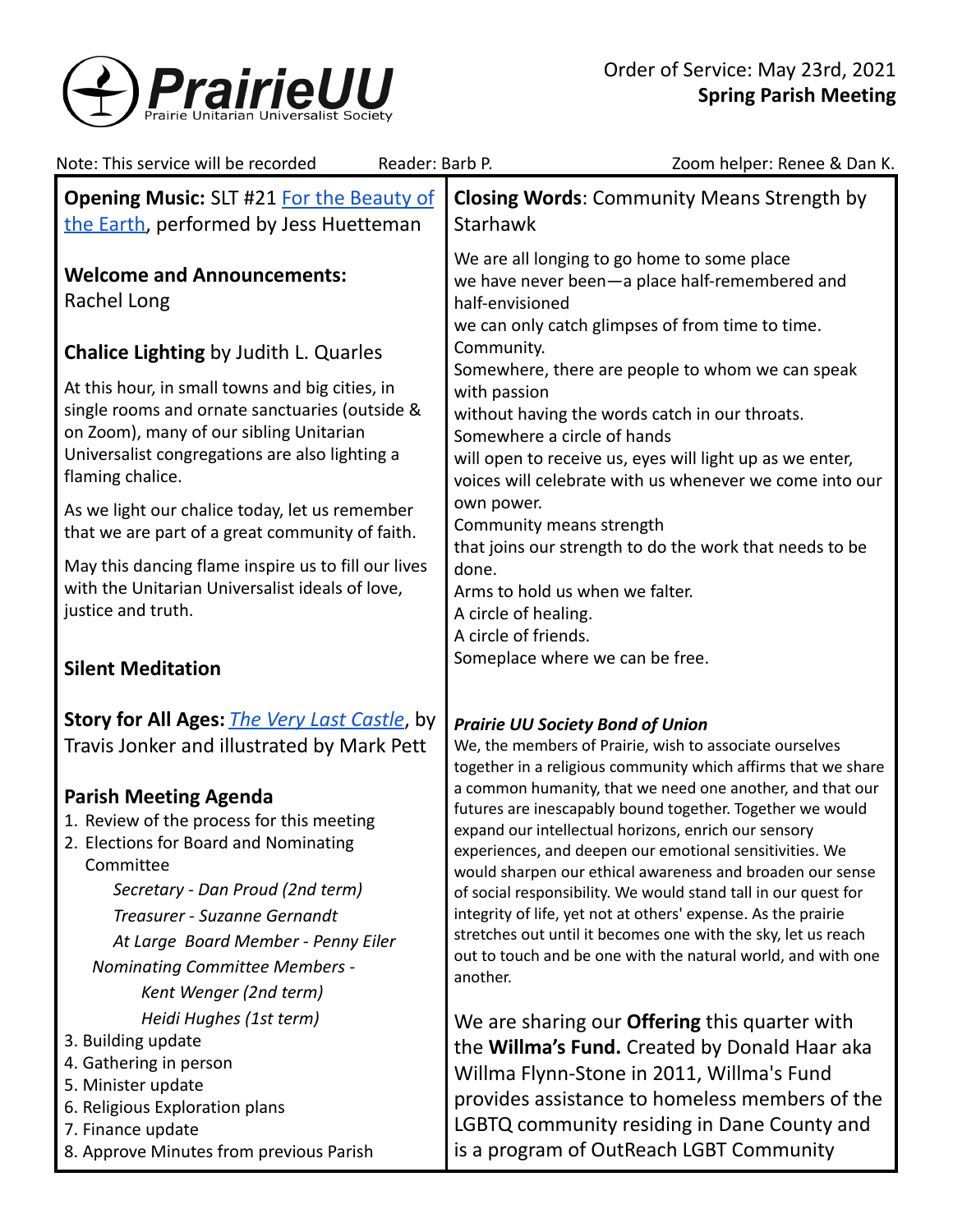**PrairieUU**
Prairie Unitarian Universalist Society

Order of Service: May 23rd, 2021
**Spring Parish Meeting**

Note: This service will be recorded    Reader: Barb P.    Zoom helper: Renee & Dan K.

**Opening Music:** SLT #21 [For the Beauty of the Earth], performed by Jess Huetteman

**Welcome and Announcements:**
Rachel Long

**Chalice Lighting** by Judith L. Quarles

At this hour, in small towns and big cities, in single rooms and ornate sanctuaries (outside & on Zoom), many of our sibling Unitarian Universalist congregations are also lighting a flaming chalice.

As we light our chalice today, let us remember that we are part of a great community of faith.

May this dancing flame inspire us to fill our lives with the Unitarian Universalist ideals of love, justice and truth.

**Silent Meditation**

**Story for All Ages:** *[The Very Last Castle]*, by Travis Jonker and illustrated by Mark Pett

**Parish Meeting Agenda**

1. Review of the process for this meeting
2. Elections for Board and Nominating Committee
   - *Secretary - Dan Proud (2nd term)*
   - *Treasurer - Suzanne Gernandt*
   - *At Large Board Member - Penny Eiler*
   - *Nominating Committee Members -*
     - *Kent Wenger (2nd term)*
     - *Heidi Hughes (1st term)*
3. Building update
4. Gathering in person
5. Minister update
6. Religious Exploration plans
7. Finance update
8. Approve Minutes from previous Parish

**Closing Words**: Community Means Strength by Starhawk

We are all longing to go home to some place
we have never been—a place half-remembered and half-envisioned
we can only catch glimpses of from time to time.
Community.
Somewhere, there are people to whom we can speak with passion
without having the words catch in our throats.
Somewhere a circle of hands
will open to receive us, eyes will light up as we enter,
voices will celebrate with us whenever we come into our own power.
Community means strength
that joins our strength to do the work that needs to be done.
Arms to hold us when we falter.
A circle of healing.
A circle of friends.
Someplace where we can be free.

***Prairie UU Society Bond of Union***

We, the members of Prairie, wish to associate ourselves together in a religious community which affirms that we share a common humanity, that we need one another, and that our futures are inescapably bound together. Together we would expand our intellectual horizons, enrich our sensory experiences, and deepen our emotional sensitivities. We would sharpen our ethical awareness and broaden our sense of social responsibility. We would stand tall in our quest for integrity of life, yet not at others' expense. As the prairie stretches out until it becomes one with the sky, let us reach out to touch and be one with the natural world, and with one another.

We are sharing our **Offering** this quarter with the **Willma's Fund.** Created by Donald Haar aka Willma Flynn-Stone in 2011, Willma's Fund provides assistance to homeless members of the LGBTQ community residing in Dane County and is a program of OutReach LGBT Community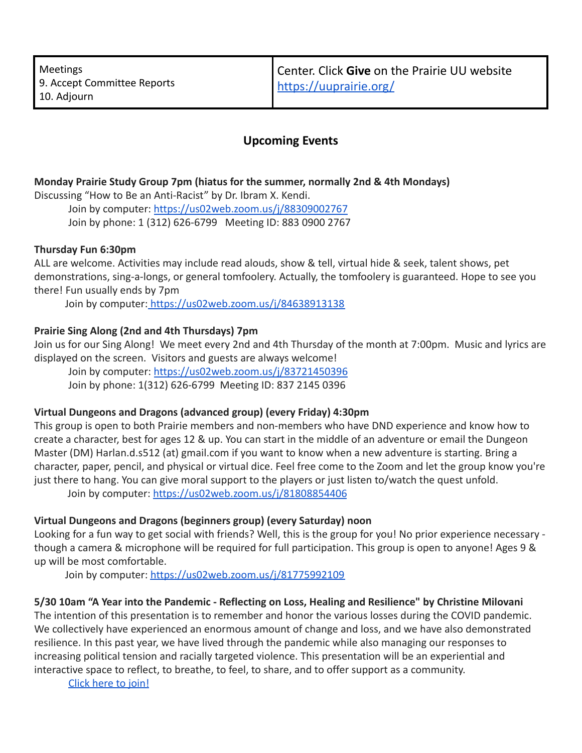| | |
|---|---|
| Meetings<br>9. Accept Committee Reports<br>10. Adjourn | Center. Click **Give** on the Prairie UU website https://uuprairie.org/ |

## Upcoming Events

**Monday Prairie Study Group 7pm (hiatus for the summer, normally 2nd & 4th Mondays)**
Discussing "How to Be an Anti-Racist" by Dr. Ibram X. Kendi.
Join by computer: https://us02web.zoom.us/j/88309002767
Join by phone: 1 (312) 626-6799 Meeting ID: 883 0900 2767

**Thursday Fun 6:30pm**
ALL are welcome. Activities may include read alouds, show & tell, virtual hide & seek, talent shows, pet demonstrations, sing-a-longs, or general tomfoolery. Actually, the tomfoolery is guaranteed. Hope to see you there! Fun usually ends by 7pm
Join by computer: https://us02web.zoom.us/j/84638913138

**Prairie Sing Along (2nd and 4th Thursdays) 7pm**
Join us for our Sing Along! We meet every 2nd and 4th Thursday of the month at 7:00pm. Music and lyrics are displayed on the screen. Visitors and guests are always welcome!
Join by computer: https://us02web.zoom.us/j/83721450396
Join by phone: 1(312) 626-6799 Meeting ID: 837 2145 0396

**Virtual Dungeons and Dragons (advanced group) (every Friday) 4:30pm**
This group is open to both Prairie members and non-members who have DND experience and know how to create a character, best for ages 12 & up. You can start in the middle of an adventure or email the Dungeon Master (DM) Harlan.d.s512 (at) gmail.com if you want to know when a new adventure is starting. Bring a character, paper, pencil, and physical or virtual dice. Feel free come to the Zoom and let the group know you're just there to hang. You can give moral support to the players or just listen to/watch the quest unfold.
Join by computer: https://us02web.zoom.us/j/81808854406

**Virtual Dungeons and Dragons (beginners group) (every Saturday) noon**
Looking for a fun way to get social with friends? Well, this is the group for you! No prior experience necessary - though a camera & microphone will be required for full participation. This group is open to anyone! Ages 9 & up will be most comfortable.
Join by computer: https://us02web.zoom.us/j/81775992109

**5/30 10am "A Year into the Pandemic - Reflecting on Loss, Healing and Resilience" by Christine Milovani**
The intention of this presentation is to remember and honor the various losses during the COVID pandemic. We collectively have experienced an enormous amount of change and loss, and we have also demonstrated resilience. In this past year, we have lived through the pandemic while also managing our responses to increasing political tension and racially targeted violence. This presentation will be an experiential and interactive space to reflect, to breathe, to feel, to share, and to offer support as a community.
Click here to join!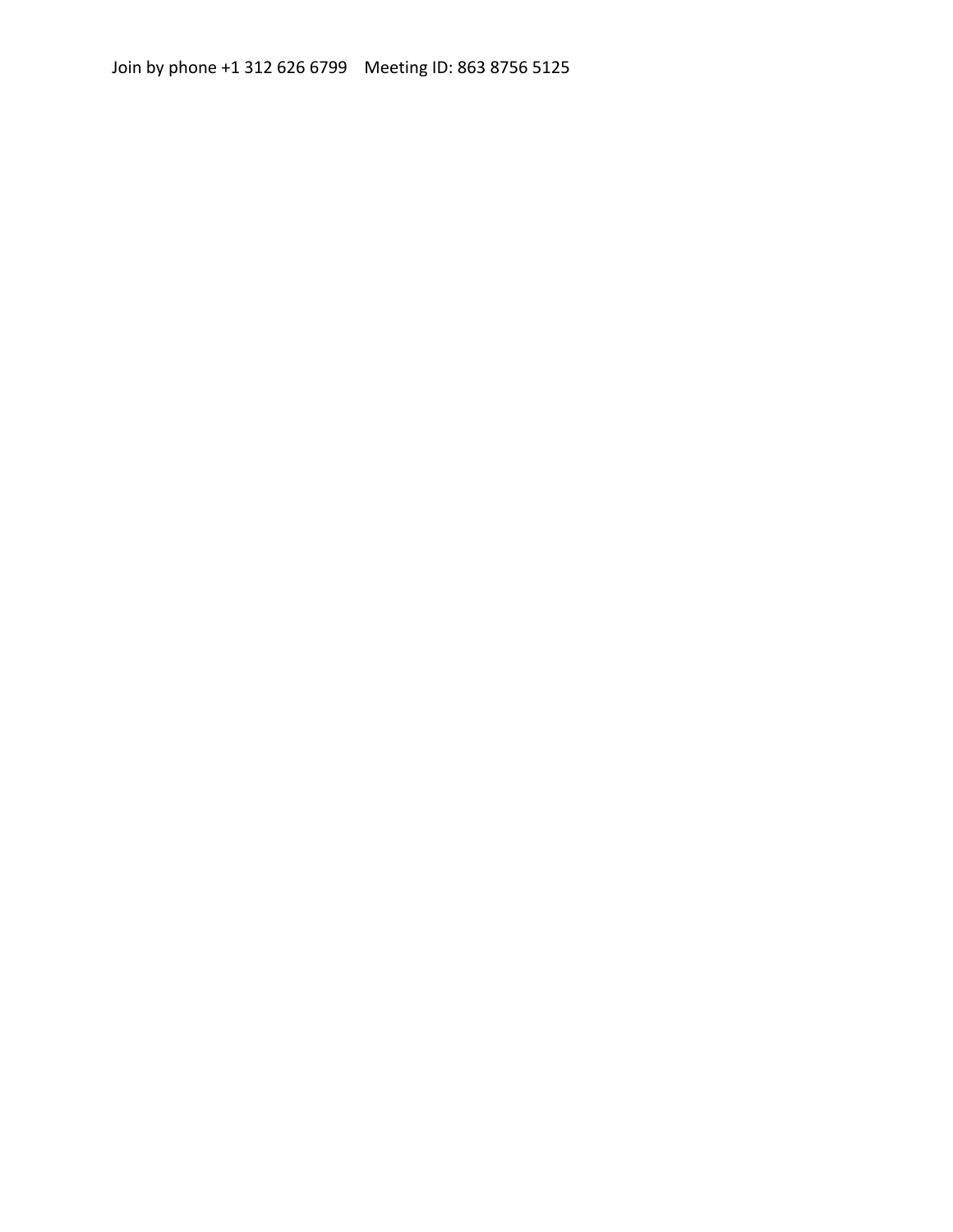Join by phone +1 312 626 6799    Meeting ID: 863 8756 5125